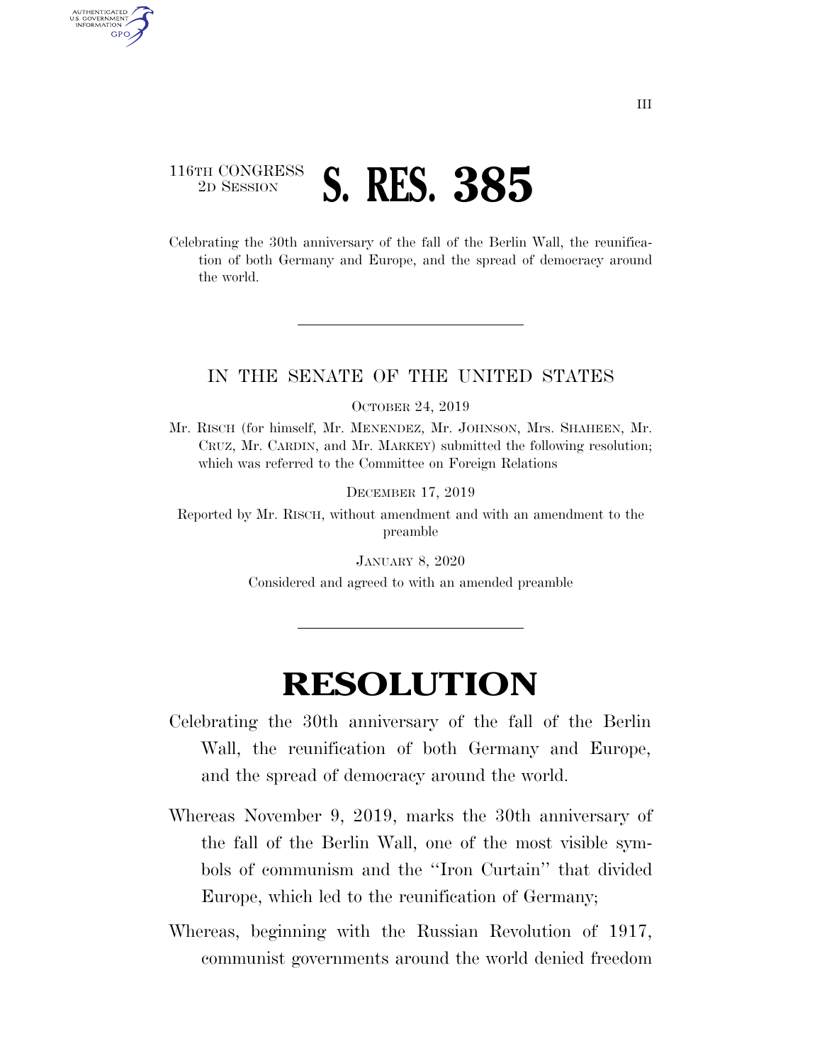116TH CONGRESS
2D SESSION

# S. RES. 385

Celebrating the 30th anniversary of the fall of the Berlin Wall, the reunification of both Germany and Europe, and the spread of democracy around the world.

---

IN THE SENATE OF THE UNITED STATES

OCTOBER 24, 2019

Mr. RISCH (for himself, Mr. MENENDEZ, Mr. JOHNSON, Mrs. SHAHEEN, Mr. CRUZ, Mr. CARDIN, and Mr. MARKEY) submitted the following resolution; which was referred to the Committee on Foreign Relations

DECEMBER 17, 2019

Reported by Mr. RISCH, without amendment and with an amendment to the preamble

JANUARY 8, 2020

Considered and agreed to with an amended preamble

---

# RESOLUTION

Celebrating the 30th anniversary of the fall of the Berlin Wall, the reunification of both Germany and Europe, and the spread of democracy around the world.

Whereas November 9, 2019, marks the 30th anniversary of the fall of the Berlin Wall, one of the most visible symbols of communism and the "Iron Curtain" that divided Europe, which led to the reunification of Germany;

Whereas, beginning with the Russian Revolution of 1917, communist governments around the world denied freedom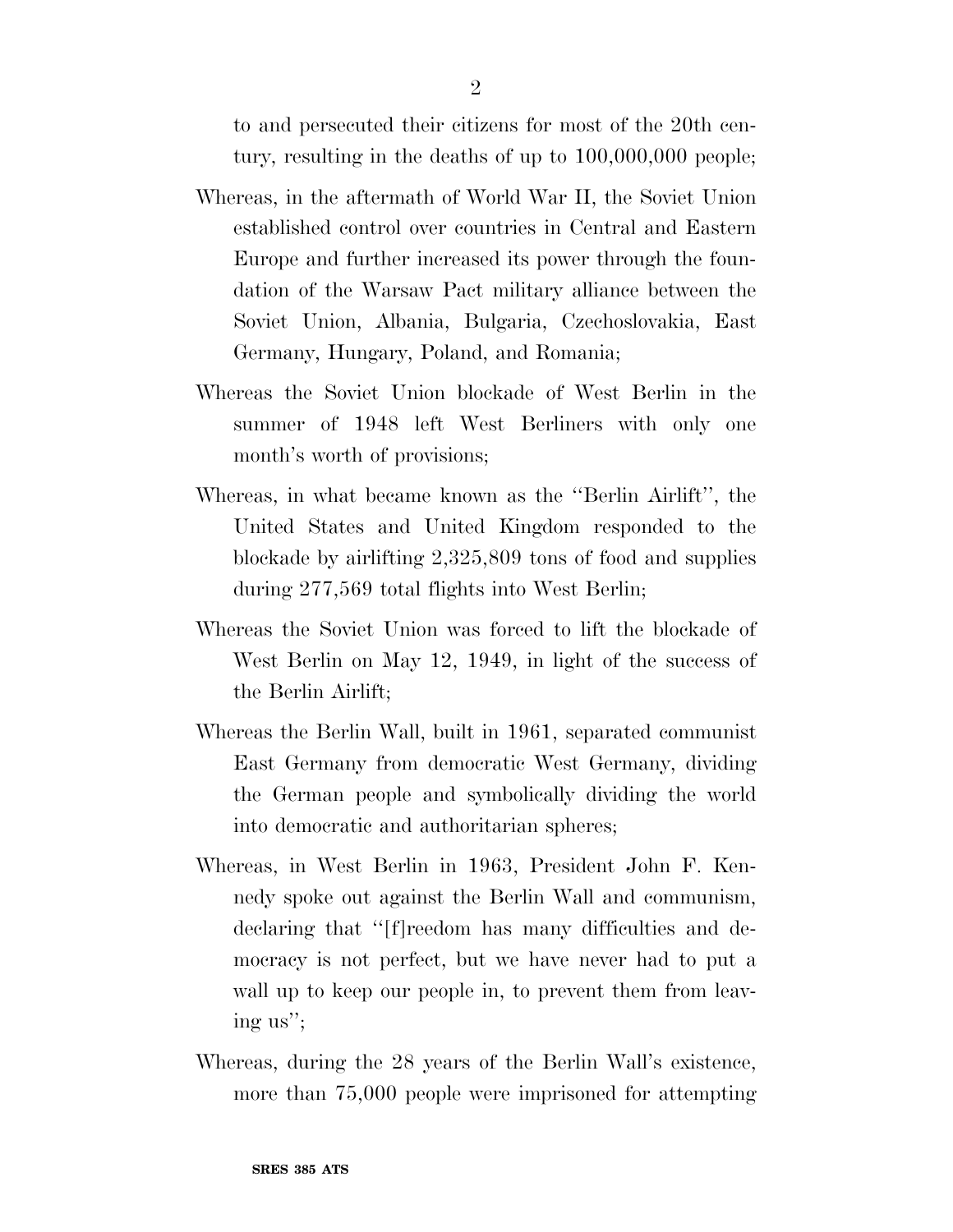to and persecuted their citizens for most of the 20th century, resulting in the deaths of up to 100,000,000 people;

Whereas, in the aftermath of World War II, the Soviet Union established control over countries in Central and Eastern Europe and further increased its power through the foundation of the Warsaw Pact military alliance between the Soviet Union, Albania, Bulgaria, Czechoslovakia, East Germany, Hungary, Poland, and Romania;

Whereas the Soviet Union blockade of West Berlin in the summer of 1948 left West Berliners with only one month's worth of provisions;

Whereas, in what became known as the ''Berlin Airlift'', the United States and United Kingdom responded to the blockade by airlifting 2,325,809 tons of food and supplies during 277,569 total flights into West Berlin;

Whereas the Soviet Union was forced to lift the blockade of West Berlin on May 12, 1949, in light of the success of the Berlin Airlift;

Whereas the Berlin Wall, built in 1961, separated communist East Germany from democratic West Germany, dividing the German people and symbolically dividing the world into democratic and authoritarian spheres;

Whereas, in West Berlin in 1963, President John F. Kennedy spoke out against the Berlin Wall and communism, declaring that ''[f]reedom has many difficulties and democracy is not perfect, but we have never had to put a wall up to keep our people in, to prevent them from leaving us'';

Whereas, during the 28 years of the Berlin Wall's existence, more than 75,000 people were imprisoned for attempting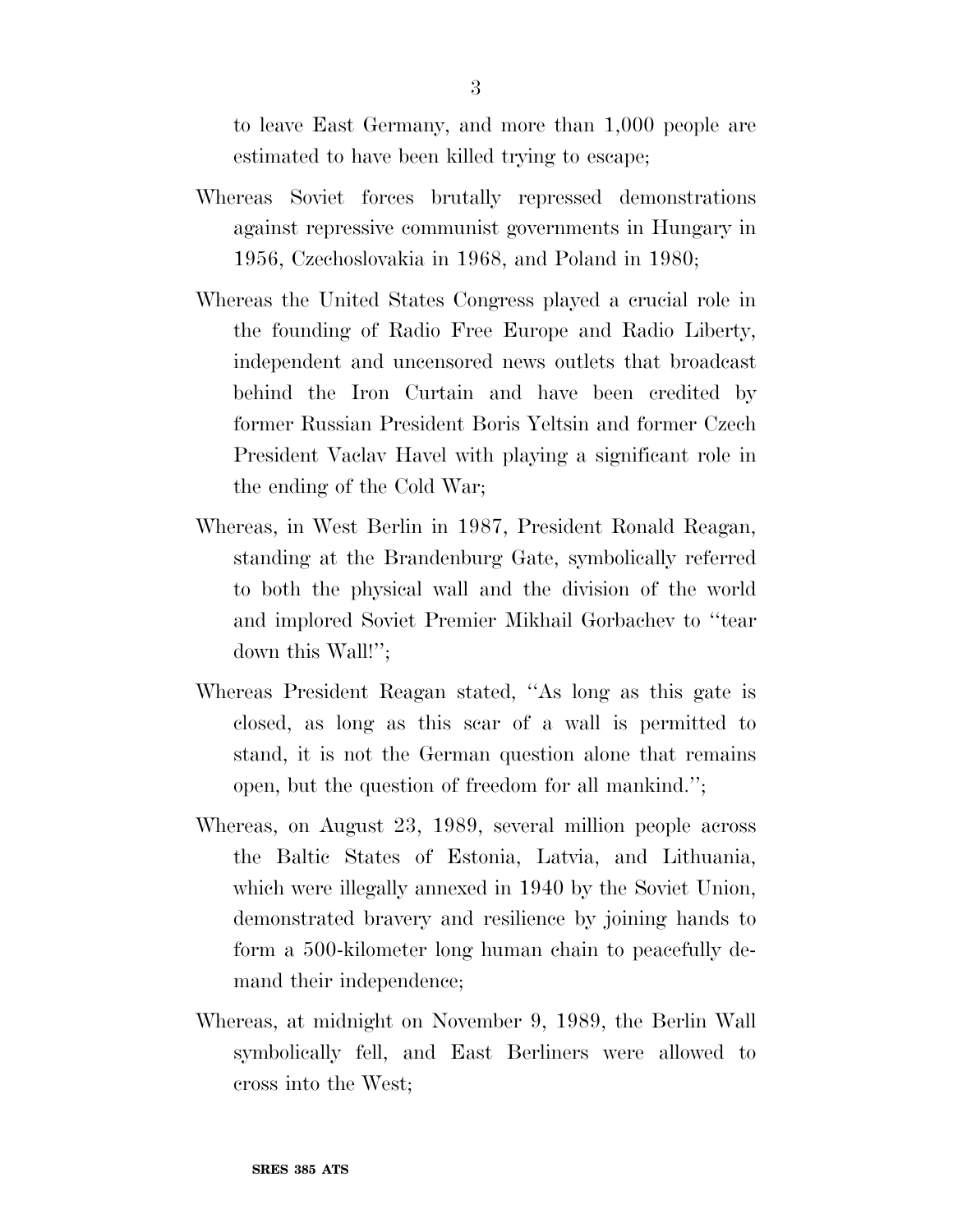to leave East Germany, and more than 1,000 people are estimated to have been killed trying to escape;

Whereas Soviet forces brutally repressed demonstrations against repressive communist governments in Hungary in 1956, Czechoslovakia in 1968, and Poland in 1980;

Whereas the United States Congress played a crucial role in the founding of Radio Free Europe and Radio Liberty, independent and uncensored news outlets that broadcast behind the Iron Curtain and have been credited by former Russian President Boris Yeltsin and former Czech President Vaclav Havel with playing a significant role in the ending of the Cold War;

Whereas, in West Berlin in 1987, President Ronald Reagan, standing at the Brandenburg Gate, symbolically referred to both the physical wall and the division of the world and implored Soviet Premier Mikhail Gorbachev to "tear down this Wall!";

Whereas President Reagan stated, "As long as this gate is closed, as long as this scar of a wall is permitted to stand, it is not the German question alone that remains open, but the question of freedom for all mankind.";

Whereas, on August 23, 1989, several million people across the Baltic States of Estonia, Latvia, and Lithuania, which were illegally annexed in 1940 by the Soviet Union, demonstrated bravery and resilience by joining hands to form a 500-kilometer long human chain to peacefully demand their independence;

Whereas, at midnight on November 9, 1989, the Berlin Wall symbolically fell, and East Berliners were allowed to cross into the West;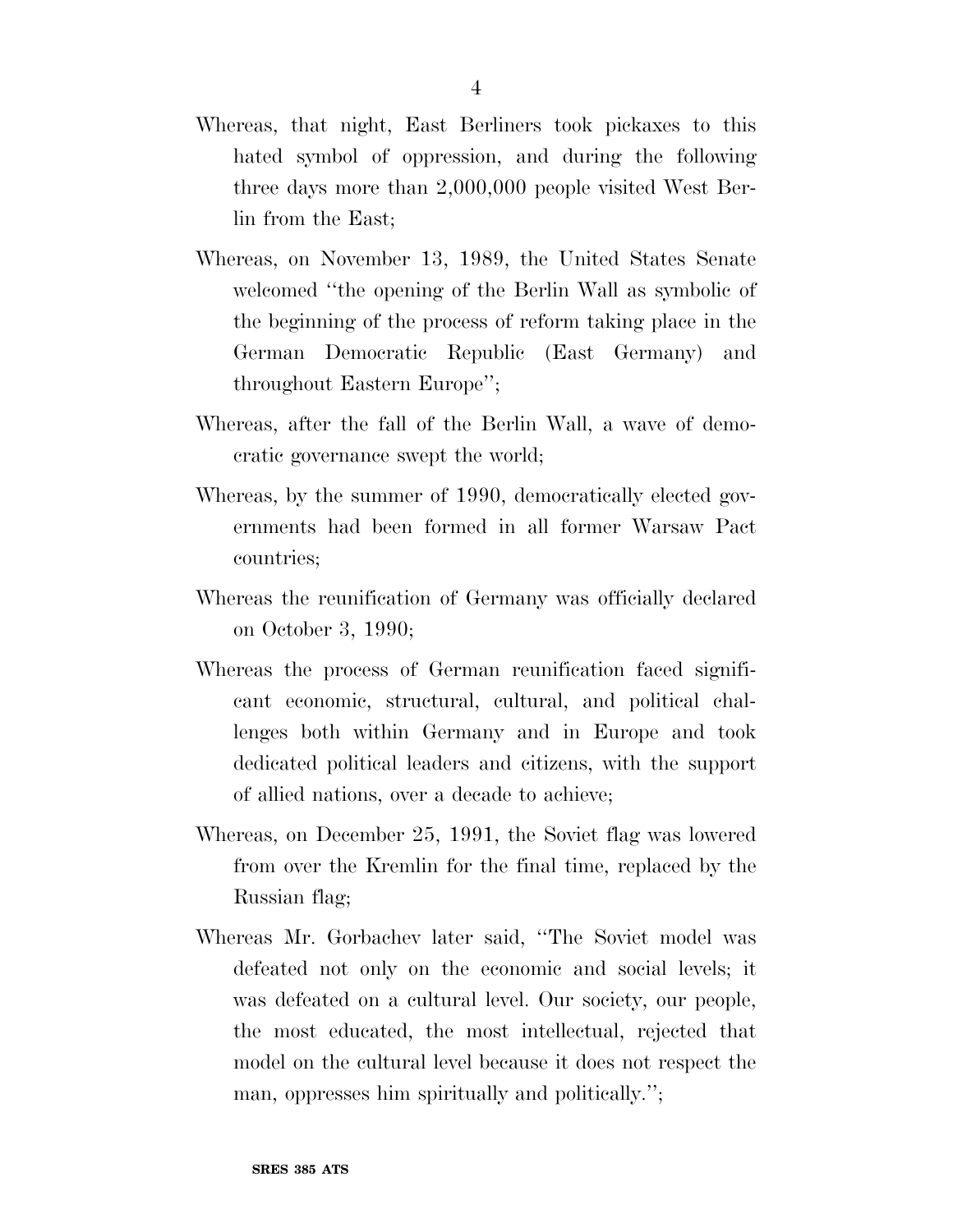Whereas, that night, East Berliners took pickaxes to this hated symbol of oppression, and during the following three days more than 2,000,000 people visited West Berlin from the East;

Whereas, on November 13, 1989, the United States Senate welcomed "the opening of the Berlin Wall as symbolic of the beginning of the process of reform taking place in the German Democratic Republic (East Germany) and throughout Eastern Europe";

Whereas, after the fall of the Berlin Wall, a wave of democratic governance swept the world;

Whereas, by the summer of 1990, democratically elected governments had been formed in all former Warsaw Pact countries;

Whereas the reunification of Germany was officially declared on October 3, 1990;

Whereas the process of German reunification faced significant economic, structural, cultural, and political challenges both within Germany and in Europe and took dedicated political leaders and citizens, with the support of allied nations, over a decade to achieve;

Whereas, on December 25, 1991, the Soviet flag was lowered from over the Kremlin for the final time, replaced by the Russian flag;

Whereas Mr. Gorbachev later said, "The Soviet model was defeated not only on the economic and social levels; it was defeated on a cultural level. Our society, our people, the most educated, the most intellectual, rejected that model on the cultural level because it does not respect the man, oppresses him spiritually and politically.";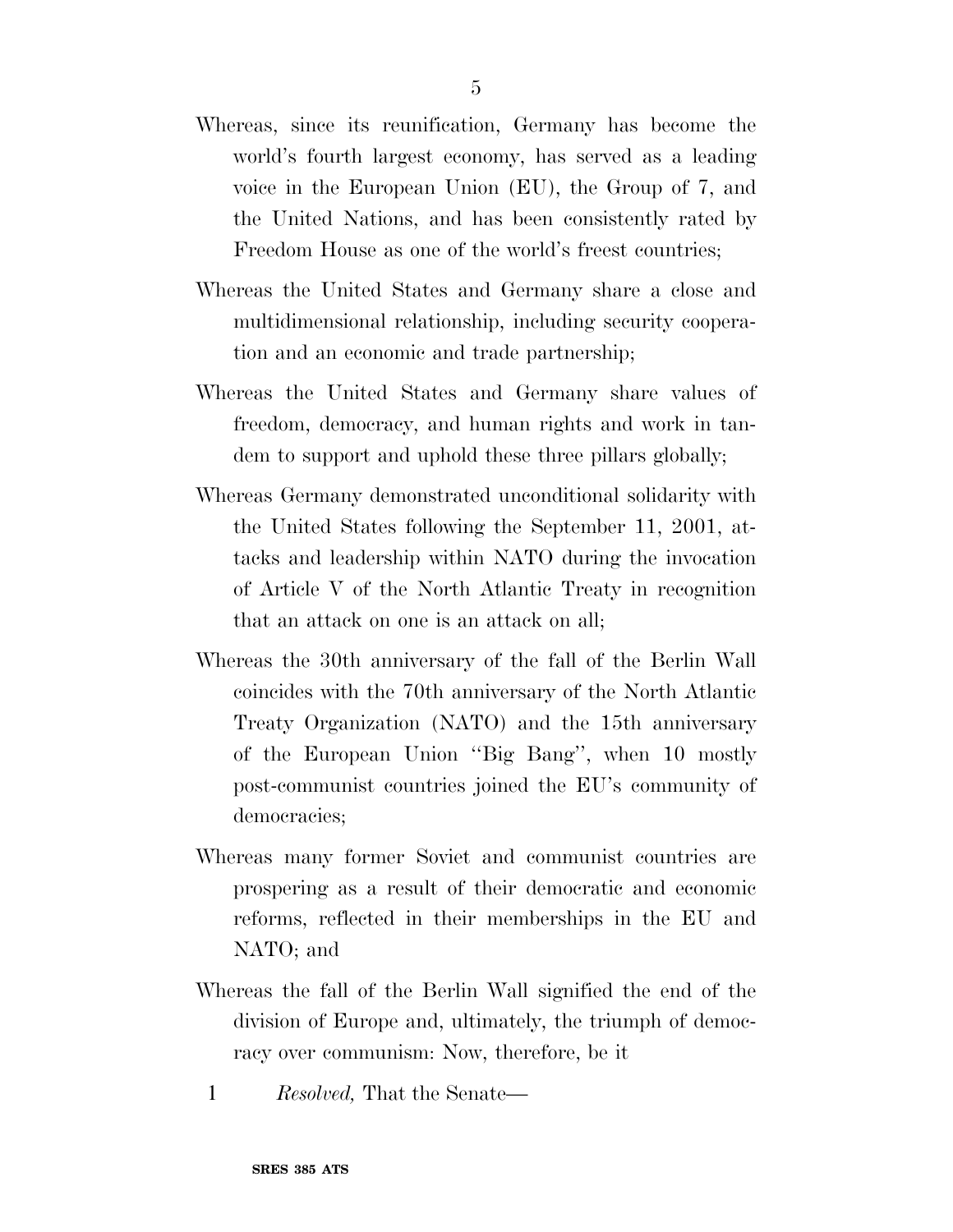Whereas, since its reunification, Germany has become the world's fourth largest economy, has served as a leading voice in the European Union (EU), the Group of 7, and the United Nations, and has been consistently rated by Freedom House as one of the world's freest countries;

Whereas the United States and Germany share a close and multidimensional relationship, including security cooperation and an economic and trade partnership;

Whereas the United States and Germany share values of freedom, democracy, and human rights and work in tandem to support and uphold these three pillars globally;

Whereas Germany demonstrated unconditional solidarity with the United States following the September 11, 2001, attacks and leadership within NATO during the invocation of Article V of the North Atlantic Treaty in recognition that an attack on one is an attack on all;

Whereas the 30th anniversary of the fall of the Berlin Wall coincides with the 70th anniversary of the North Atlantic Treaty Organization (NATO) and the 15th anniversary of the European Union "Big Bang", when 10 mostly post-communist countries joined the EU's community of democracies;

Whereas many former Soviet and communist countries are prospering as a result of their democratic and economic reforms, reflected in their memberships in the EU and NATO; and

Whereas the fall of the Berlin Wall signified the end of the division of Europe and, ultimately, the triumph of democracy over communism: Now, therefore, be it

1 *Resolved,* That the Senate—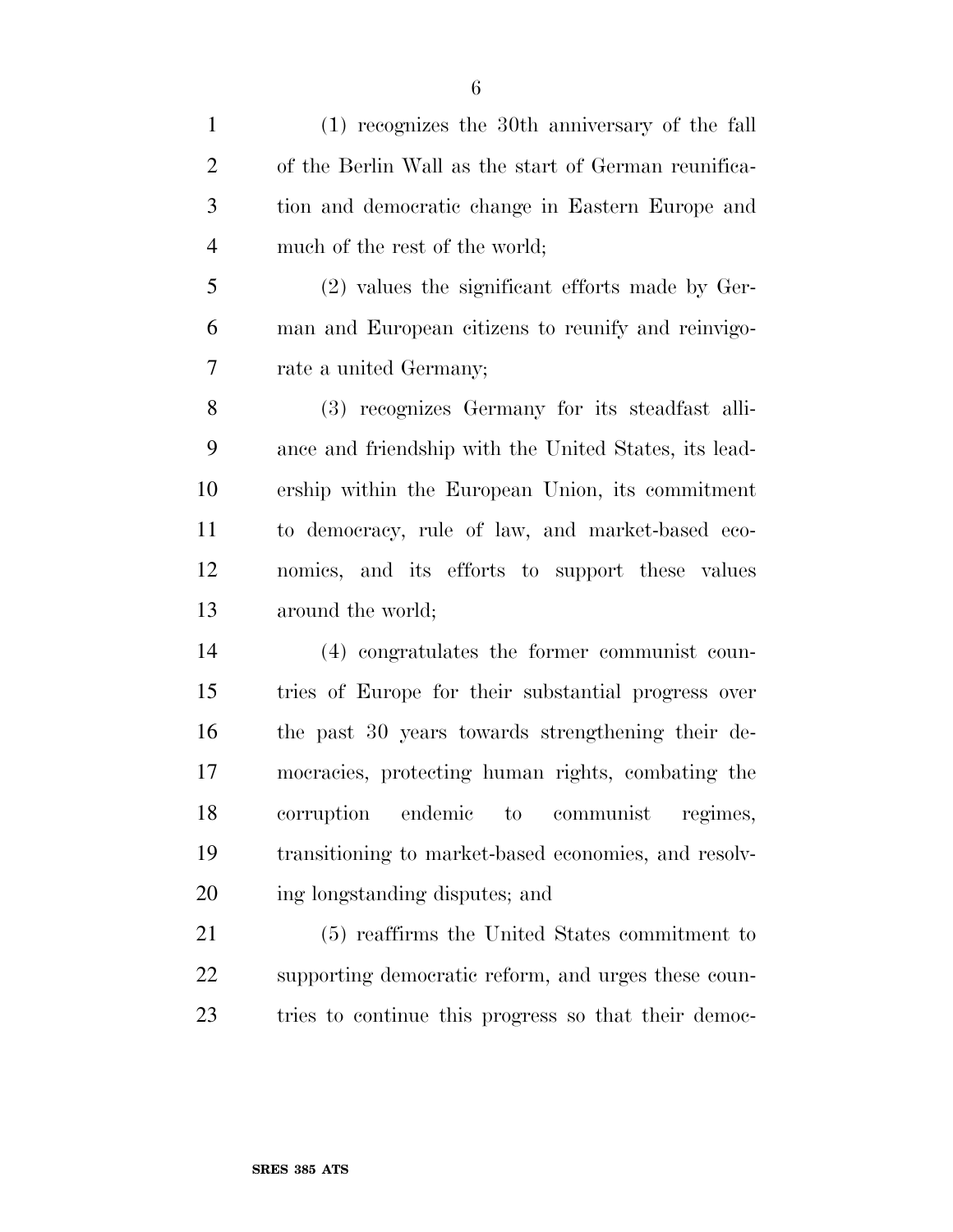(1) recognizes the 30th anniversary of the fall of the Berlin Wall as the start of German reunification and democratic change in Eastern Europe and much of the rest of the world;

(2) values the significant efforts made by German and European citizens to reunify and reinvigorate a united Germany;

(3) recognizes Germany for its steadfast alliance and friendship with the United States, its leadership within the European Union, its commitment to democracy, rule of law, and market-based economics, and its efforts to support these values around the world;

(4) congratulates the former communist countries of Europe for their substantial progress over the past 30 years towards strengthening their democracies, protecting human rights, combating the corruption endemic to communist regimes, transitioning to market-based economies, and resolving longstanding disputes; and

(5) reaffirms the United States commitment to supporting democratic reform, and urges these countries to continue this progress so that their democ-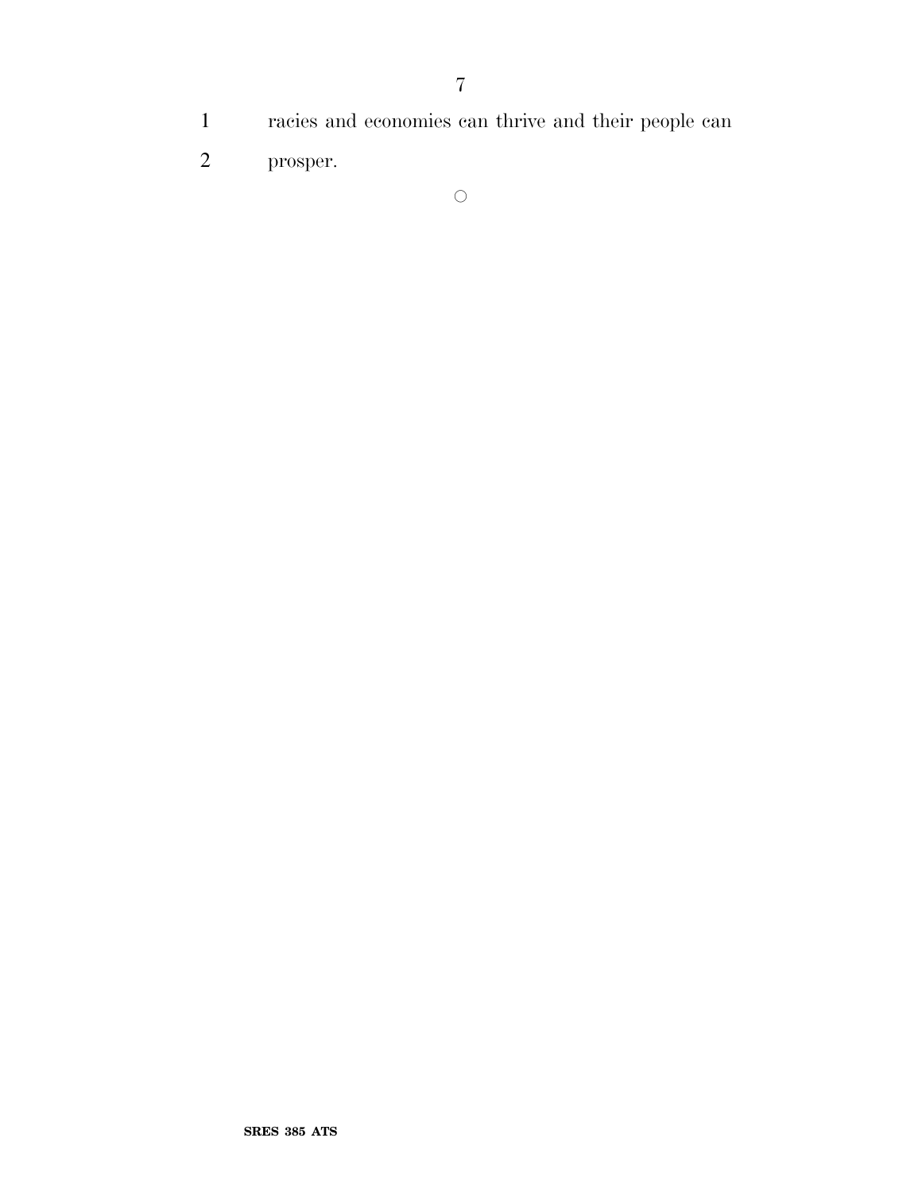racies and economies can thrive and their people can prosper.

○